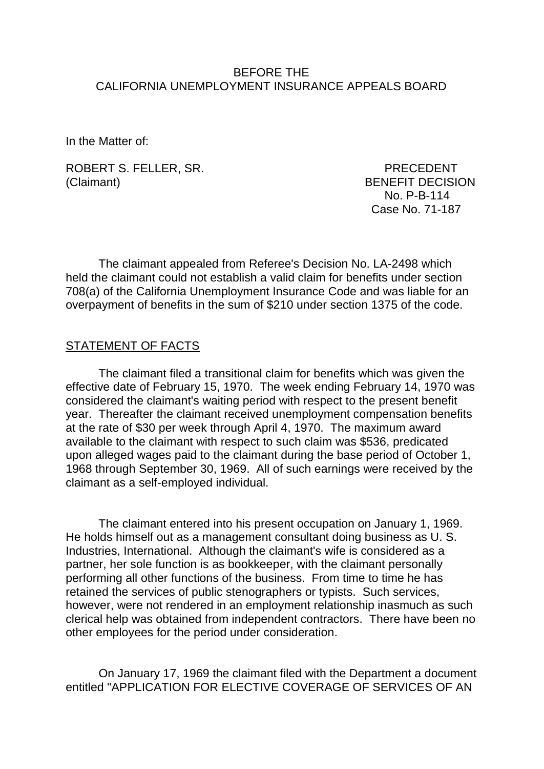BEFORE THE
CALIFORNIA UNEMPLOYMENT INSURANCE APPEALS BOARD

In the Matter of:

ROBERT S. FELLER, SR.
(Claimant)

PRECEDENT
BENEFIT DECISION
No. P-B-114
Case No. 71-187

The claimant appealed from Referee's Decision No. LA-2498 which held the claimant could not establish a valid claim for benefits under section 708(a) of the California Unemployment Insurance Code and was liable for an overpayment of benefits in the sum of $210 under section 1375 of the code.

STATEMENT OF FACTS

The claimant filed a transitional claim for benefits which was given the effective date of February 15, 1970. The week ending February 14, 1970 was considered the claimant's waiting period with respect to the present benefit year. Thereafter the claimant received unemployment compensation benefits at the rate of $30 per week through April 4, 1970. The maximum award available to the claimant with respect to such claim was $536, predicated upon alleged wages paid to the claimant during the base period of October 1, 1968 through September 30, 1969. All of such earnings were received by the claimant as a self-employed individual.

The claimant entered into his present occupation on January 1, 1969. He holds himself out as a management consultant doing business as U. S. Industries, International. Although the claimant's wife is considered as a partner, her sole function is as bookkeeper, with the claimant personally performing all other functions of the business. From time to time he has retained the services of public stenographers or typists. Such services, however, were not rendered in an employment relationship inasmuch as such clerical help was obtained from independent contractors. There have been no other employees for the period under consideration.

On January 17, 1969 the claimant filed with the Department a document entitled "APPLICATION FOR ELECTIVE COVERAGE OF SERVICES OF AN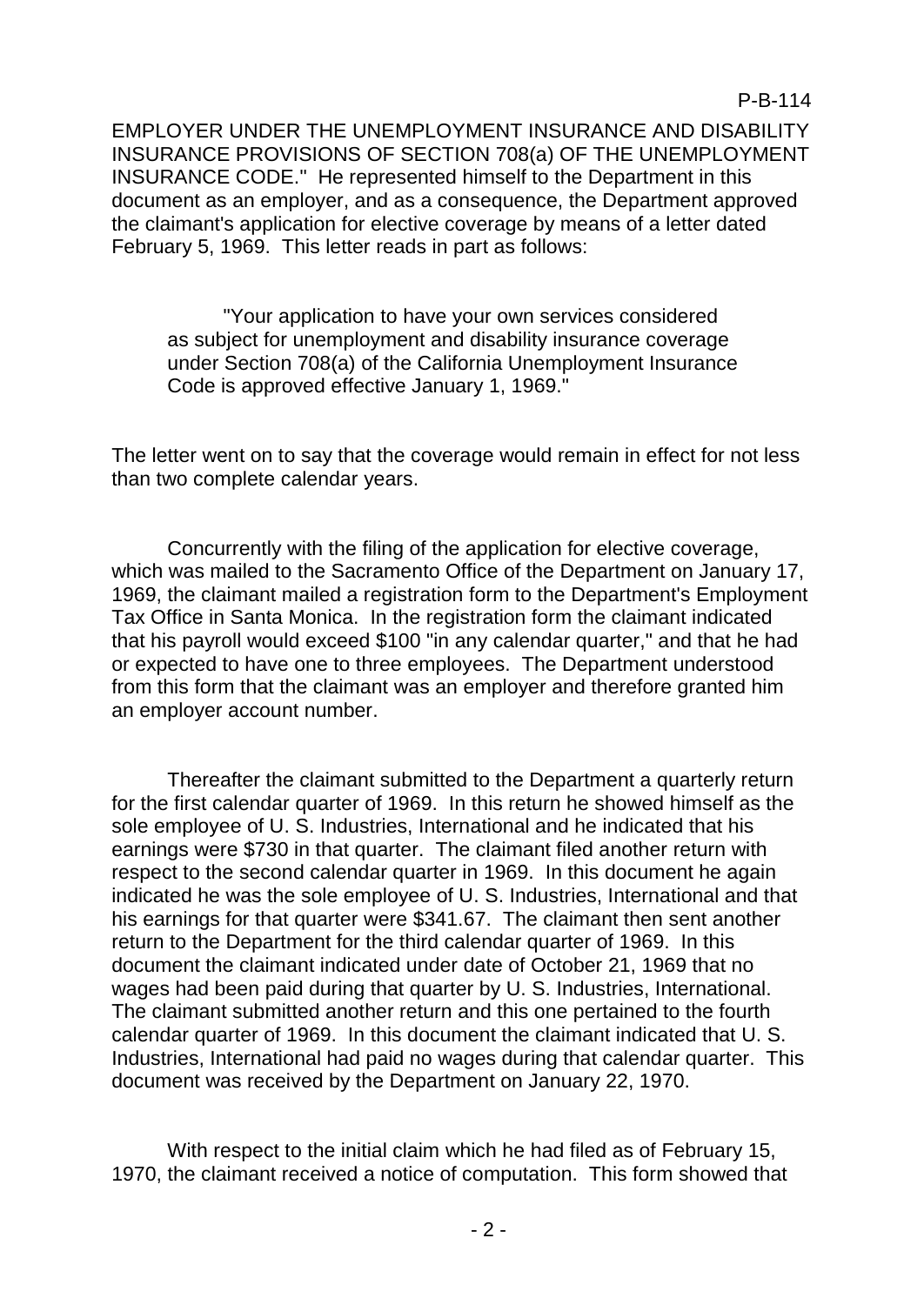EMPLOYER UNDER THE UNEMPLOYMENT INSURANCE AND DISABILITY INSURANCE PROVISIONS OF SECTION 708(a) OF THE UNEMPLOYMENT INSURANCE CODE." He represented himself to the Department in this document as an employer, and as a consequence, the Department approved the claimant's application for elective coverage by means of a letter dated February 5, 1969. This letter reads in part as follows:

> "Your application to have your own services considered as subject for unemployment and disability insurance coverage under Section 708(a) of the California Unemployment Insurance Code is approved effective January 1, 1969."

The letter went on to say that the coverage would remain in effect for not less than two complete calendar years.

Concurrently with the filing of the application for elective coverage, which was mailed to the Sacramento Office of the Department on January 17, 1969, the claimant mailed a registration form to the Department's Employment Tax Office in Santa Monica. In the registration form the claimant indicated that his payroll would exceed $100 "in any calendar quarter," and that he had or expected to have one to three employees. The Department understood from this form that the claimant was an employer and therefore granted him an employer account number.

Thereafter the claimant submitted to the Department a quarterly return for the first calendar quarter of 1969. In this return he showed himself as the sole employee of U. S. Industries, International and he indicated that his earnings were $730 in that quarter. The claimant filed another return with respect to the second calendar quarter in 1969. In this document he again indicated he was the sole employee of U. S. Industries, International and that his earnings for that quarter were $341.67. The claimant then sent another return to the Department for the third calendar quarter of 1969. In this document the claimant indicated under date of October 21, 1969 that no wages had been paid during that quarter by U. S. Industries, International. The claimant submitted another return and this one pertained to the fourth calendar quarter of 1969. In this document the claimant indicated that U. S. Industries, International had paid no wages during that calendar quarter. This document was received by the Department on January 22, 1970.

With respect to the initial claim which he had filed as of February 15, 1970, the claimant received a notice of computation. This form showed that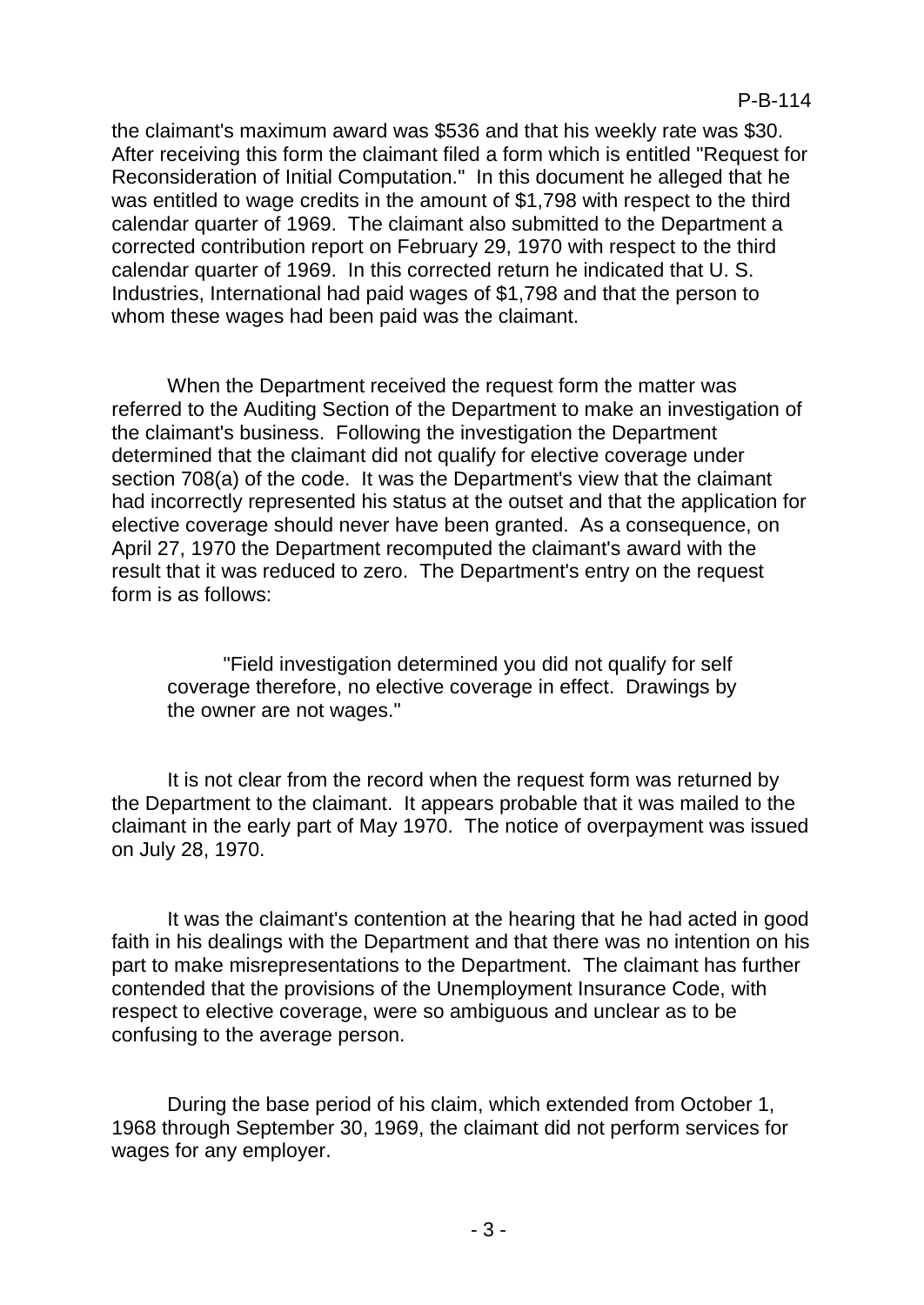the claimant's maximum award was $536 and that his weekly rate was $30. After receiving this form the claimant filed a form which is entitled "Request for Reconsideration of Initial Computation." In this document he alleged that he was entitled to wage credits in the amount of $1,798 with respect to the third calendar quarter of 1969. The claimant also submitted to the Department a corrected contribution report on February 29, 1970 with respect to the third calendar quarter of 1969. In this corrected return he indicated that U. S. Industries, International had paid wages of $1,798 and that the person to whom these wages had been paid was the claimant.

When the Department received the request form the matter was referred to the Auditing Section of the Department to make an investigation of the claimant's business. Following the investigation the Department determined that the claimant did not qualify for elective coverage under section 708(a) of the code. It was the Department's view that the claimant had incorrectly represented his status at the outset and that the application for elective coverage should never have been granted. As a consequence, on April 27, 1970 the Department recomputed the claimant's award with the result that it was reduced to zero. The Department's entry on the request form is as follows:

> "Field investigation determined you did not qualify for self coverage therefore, no elective coverage in effect. Drawings by the owner are not wages."

It is not clear from the record when the request form was returned by the Department to the claimant. It appears probable that it was mailed to the claimant in the early part of May 1970. The notice of overpayment was issued on July 28, 1970.

It was the claimant's contention at the hearing that he had acted in good faith in his dealings with the Department and that there was no intention on his part to make misrepresentations to the Department. The claimant has further contended that the provisions of the Unemployment Insurance Code, with respect to elective coverage, were so ambiguous and unclear as to be confusing to the average person.

During the base period of his claim, which extended from October 1, 1968 through September 30, 1969, the claimant did not perform services for wages for any employer.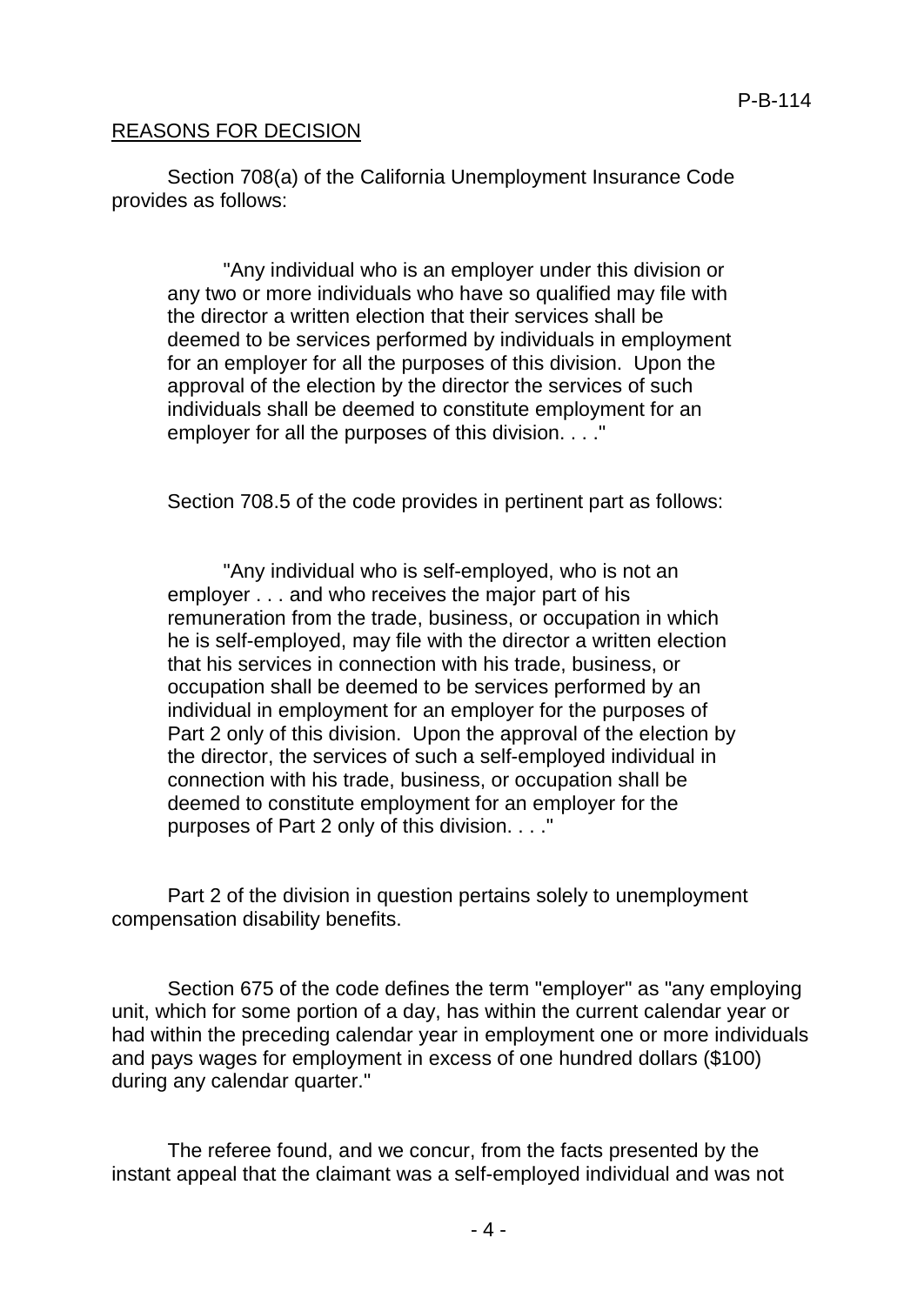REASONS FOR DECISION

Section 708(a) of the California Unemployment Insurance Code provides as follows:

> "Any individual who is an employer under this division or any two or more individuals who have so qualified may file with the director a written election that their services shall be deemed to be services performed by individuals in employment for an employer for all the purposes of this division. Upon the approval of the election by the director the services of such individuals shall be deemed to constitute employment for an employer for all the purposes of this division. . . ."

Section 708.5 of the code provides in pertinent part as follows:

> "Any individual who is self-employed, who is not an employer . . . and who receives the major part of his remuneration from the trade, business, or occupation in which he is self-employed, may file with the director a written election that his services in connection with his trade, business, or occupation shall be deemed to be services performed by an individual in employment for an employer for the purposes of Part 2 only of this division. Upon the approval of the election by the director, the services of such a self-employed individual in connection with his trade, business, or occupation shall be deemed to constitute employment for an employer for the purposes of Part 2 only of this division. . . ."

Part 2 of the division in question pertains solely to unemployment compensation disability benefits.

Section 675 of the code defines the term "employer" as "any employing unit, which for some portion of a day, has within the current calendar year or had within the preceding calendar year in employment one or more individuals and pays wages for employment in excess of one hundred dollars ($100) during any calendar quarter."

The referee found, and we concur, from the facts presented by the instant appeal that the claimant was a self-employed individual and was not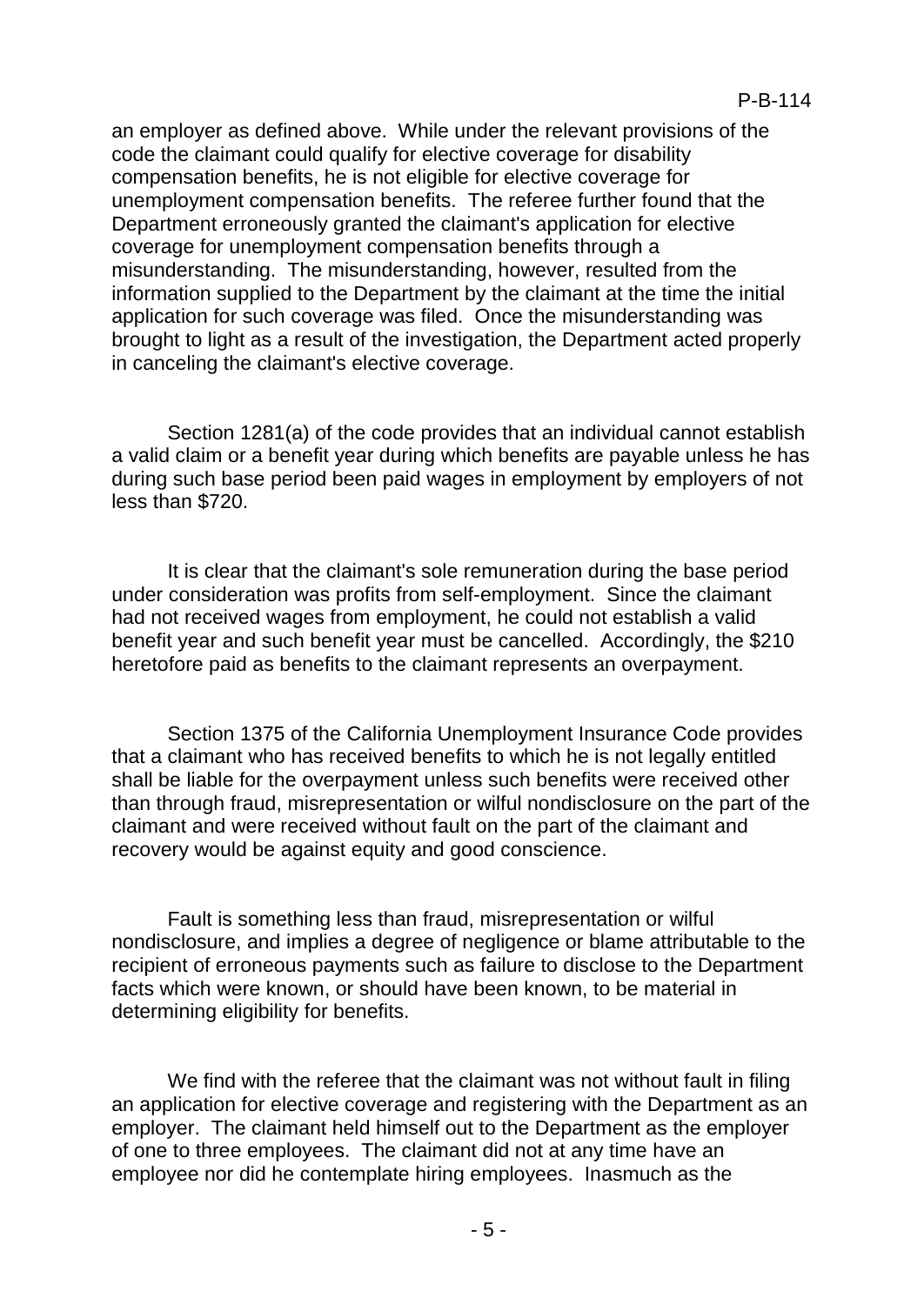an employer as defined above. While under the relevant provisions of the code the claimant could qualify for elective coverage for disability compensation benefits, he is not eligible for elective coverage for unemployment compensation benefits. The referee further found that the Department erroneously granted the claimant's application for elective coverage for unemployment compensation benefits through a misunderstanding. The misunderstanding, however, resulted from the information supplied to the Department by the claimant at the time the initial application for such coverage was filed. Once the misunderstanding was brought to light as a result of the investigation, the Department acted properly in canceling the claimant's elective coverage.

Section 1281(a) of the code provides that an individual cannot establish a valid claim or a benefit year during which benefits are payable unless he has during such base period been paid wages in employment by employers of not less than $720.

It is clear that the claimant's sole remuneration during the base period under consideration was profits from self-employment. Since the claimant had not received wages from employment, he could not establish a valid benefit year and such benefit year must be cancelled. Accordingly, the $210 heretofore paid as benefits to the claimant represents an overpayment.

Section 1375 of the California Unemployment Insurance Code provides that a claimant who has received benefits to which he is not legally entitled shall be liable for the overpayment unless such benefits were received other than through fraud, misrepresentation or wilful nondisclosure on the part of the claimant and were received without fault on the part of the claimant and recovery would be against equity and good conscience.

Fault is something less than fraud, misrepresentation or wilful nondisclosure, and implies a degree of negligence or blame attributable to the recipient of erroneous payments such as failure to disclose to the Department facts which were known, or should have been known, to be material in determining eligibility for benefits.

We find with the referee that the claimant was not without fault in filing an application for elective coverage and registering with the Department as an employer. The claimant held himself out to the Department as the employer of one to three employees. The claimant did not at any time have an employee nor did he contemplate hiring employees. Inasmuch as the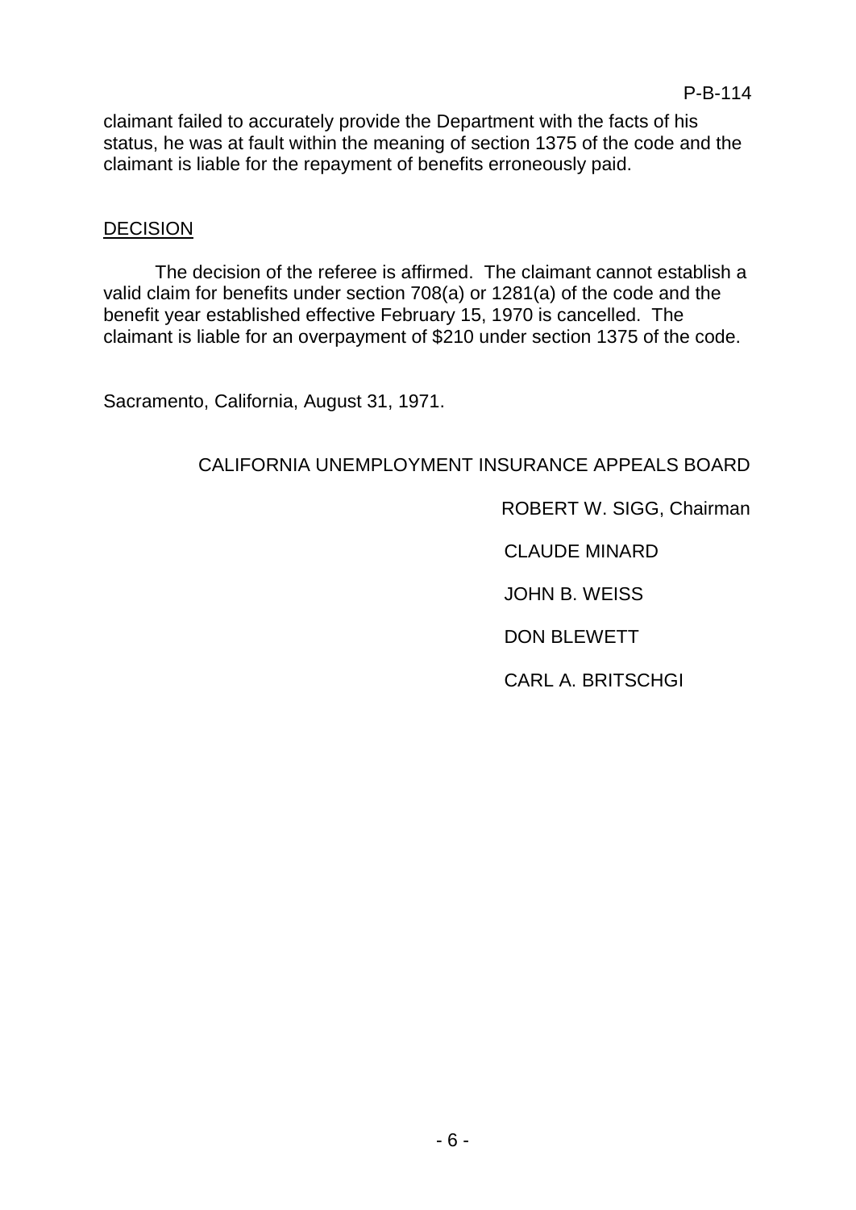claimant failed to accurately provide the Department with the facts of his status, he was at fault within the meaning of section 1375 of the code and the claimant is liable for the repayment of benefits erroneously paid.

## DECISION

The decision of the referee is affirmed. The claimant cannot establish a valid claim for benefits under section 708(a) or 1281(a) of the code and the benefit year established effective February 15, 1970 is cancelled. The claimant is liable for an overpayment of $210 under section 1375 of the code.

Sacramento, California, August 31, 1971.

CALIFORNIA UNEMPLOYMENT INSURANCE APPEALS BOARD

ROBERT W. SIGG, Chairman

CLAUDE MINARD

JOHN B. WEISS

DON BLEWETT

CARL A. BRITSCHGI